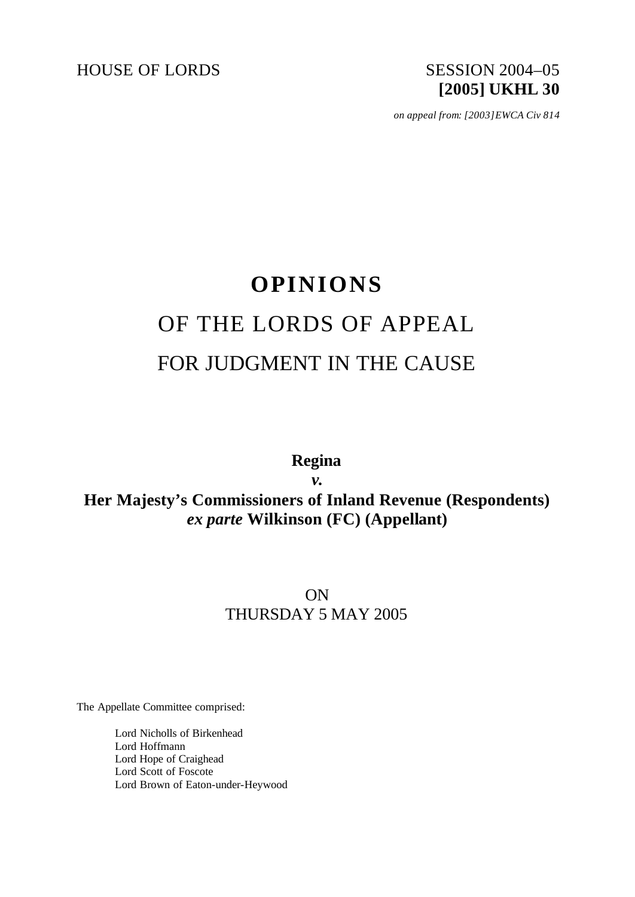HOUSE OF LORDS SESSION 2004–05

**[2005] UKHL 30**

*on appeal from: [2003]EWCA Civ 814*

# OPINIONS

## OF THE LORDS OF APPEAL

## FOR JUDGMENT IN THE CAUSE

**Regina**

***v.***

**Her Majesty's Commissioners of Inland Revenue (Respondents)**
***ex parte* Wilkinson (FC) (Appellant)**

ON
THURSDAY 5 MAY 2005

The Appellate Committee comprised:

Lord Nicholls of Birkenhead
Lord Hoffmann
Lord Hope of Craighead
Lord Scott of Foscote
Lord Brown of Eaton-under-Heywood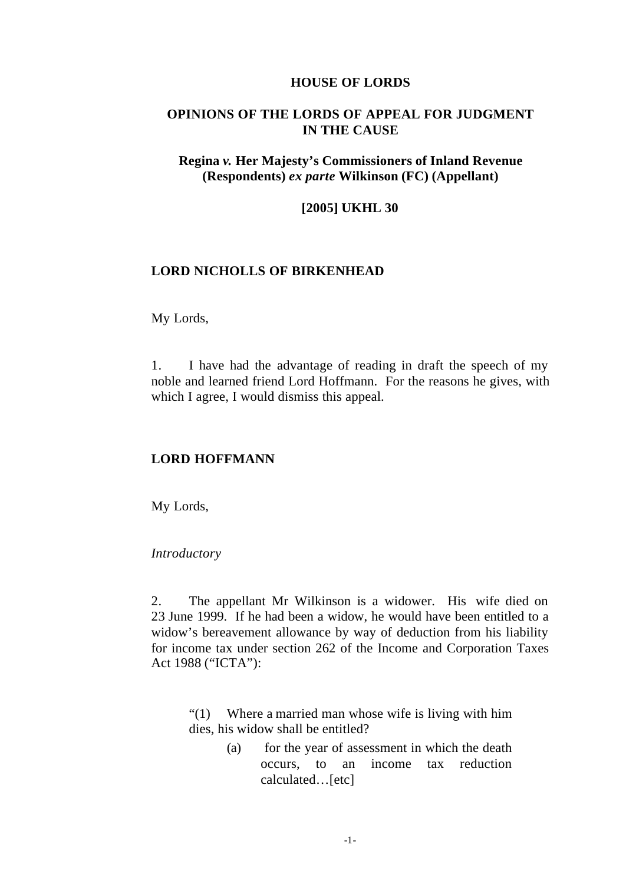**HOUSE OF LORDS**

**OPINIONS OF THE LORDS OF APPEAL FOR JUDGMENT IN THE CAUSE**

**Regina *v.* Her Majesty's Commissioners of Inland Revenue (Respondents) *ex parte* Wilkinson (FC) (Appellant)**

**[2005] UKHL 30**

**LORD NICHOLLS OF BIRKENHEAD**

My Lords,

1. I have had the advantage of reading in draft the speech of my noble and learned friend Lord Hoffmann. For the reasons he gives, with which I agree, I would dismiss this appeal.

**LORD HOFFMANN**

My Lords,

*Introductory*

2. The appellant Mr Wilkinson is a widower. His wife died on 23 June 1999. If he had been a widow, he would have been entitled to a widow's bereavement allowance by way of deduction from his liability for income tax under section 262 of the Income and Corporation Taxes Act 1988 ("ICTA"):

> "(1) Where a married man whose wife is living with him dies, his widow shall be entitled?
>
> (a) for the year of assessment in which the death occurs, to an income tax reduction calculated…[etc]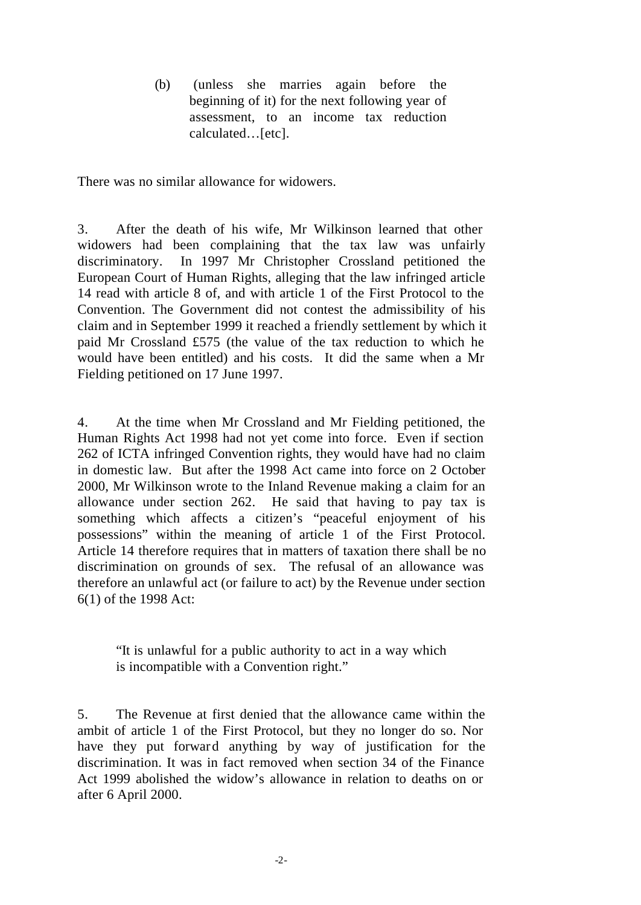(b) (unless she marries again before the beginning of it) for the next following year of assessment, to an income tax reduction calculated…[etc].

There was no similar allowance for widowers.

3. After the death of his wife, Mr Wilkinson learned that other widowers had been complaining that the tax law was unfairly discriminatory. In 1997 Mr Christopher Crossland petitioned the European Court of Human Rights, alleging that the law infringed article 14 read with article 8 of, and with article 1 of the First Protocol to the Convention. The Government did not contest the admissibility of his claim and in September 1999 it reached a friendly settlement by which it paid Mr Crossland £575 (the value of the tax reduction to which he would have been entitled) and his costs. It did the same when a Mr Fielding petitioned on 17 June 1997.

4. At the time when Mr Crossland and Mr Fielding petitioned, the Human Rights Act 1998 had not yet come into force. Even if section 262 of ICTA infringed Convention rights, they would have had no claim in domestic law. But after the 1998 Act came into force on 2 October 2000, Mr Wilkinson wrote to the Inland Revenue making a claim for an allowance under section 262. He said that having to pay tax is something which affects a citizen's "peaceful enjoyment of his possessions" within the meaning of article 1 of the First Protocol. Article 14 therefore requires that in matters of taxation there shall be no discrimination on grounds of sex. The refusal of an allowance was therefore an unlawful act (or failure to act) by the Revenue under section 6(1) of the 1998 Act:

> "It is unlawful for a public authority to act in a way which is incompatible with a Convention right."

5. The Revenue at first denied that the allowance came within the ambit of article 1 of the First Protocol, but they no longer do so. Nor have they put forward anything by way of justification for the discrimination. It was in fact removed when section 34 of the Finance Act 1999 abolished the widow's allowance in relation to deaths on or after 6 April 2000.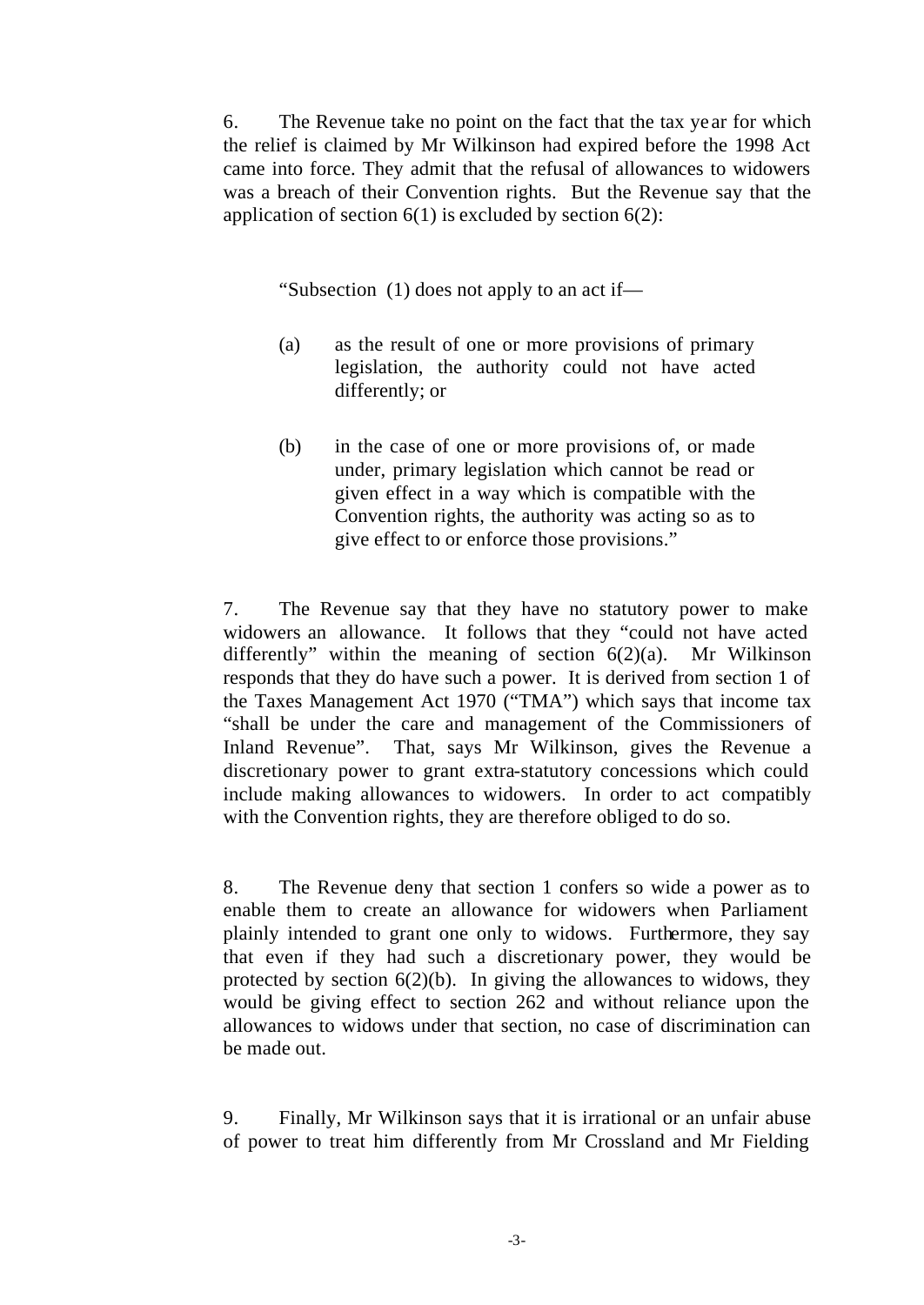6. The Revenue take no point on the fact that the tax year for which the relief is claimed by Mr Wilkinson had expired before the 1998 Act came into force. They admit that the refusal of allowances to widowers was a breach of their Convention rights. But the Revenue say that the application of section 6(1) is excluded by section 6(2):

> "Subsection (1) does not apply to an act if—
>
> (a) as the result of one or more provisions of primary legislation, the authority could not have acted differently; or
>
> (b) in the case of one or more provisions of, or made under, primary legislation which cannot be read or given effect in a way which is compatible with the Convention rights, the authority was acting so as to give effect to or enforce those provisions."

7. The Revenue say that they have no statutory power to make widowers an allowance. It follows that they "could not have acted differently" within the meaning of section 6(2)(a). Mr Wilkinson responds that they do have such a power. It is derived from section 1 of the Taxes Management Act 1970 ("TMA") which says that income tax "shall be under the care and management of the Commissioners of Inland Revenue". That, says Mr Wilkinson, gives the Revenue a discretionary power to grant extra-statutory concessions which could include making allowances to widowers. In order to act compatibly with the Convention rights, they are therefore obliged to do so.

8. The Revenue deny that section 1 confers so wide a power as to enable them to create an allowance for widowers when Parliament plainly intended to grant one only to widows. Furthermore, they say that even if they had such a discretionary power, they would be protected by section 6(2)(b). In giving the allowances to widows, they would be giving effect to section 262 and without reliance upon the allowances to widows under that section, no case of discrimination can be made out.

9. Finally, Mr Wilkinson says that it is irrational or an unfair abuse of power to treat him differently from Mr Crossland and Mr Fielding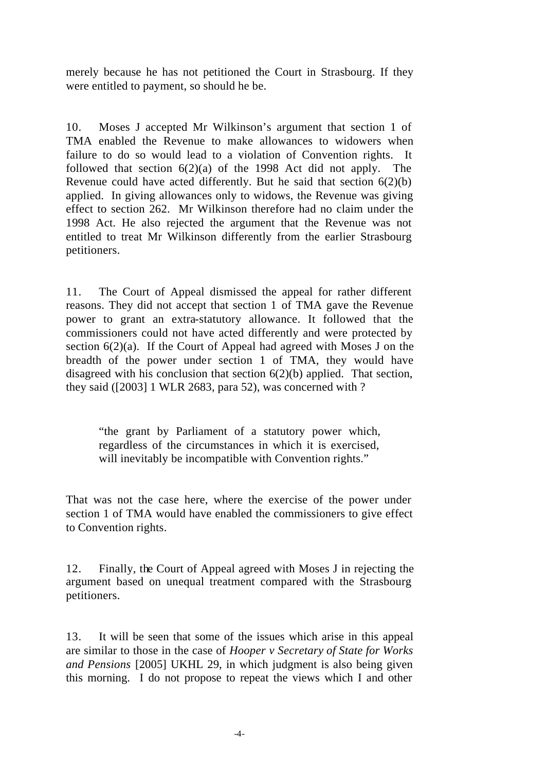merely because he has not petitioned the Court in Strasbourg. If they were entitled to payment, so should he be.

10. Moses J accepted Mr Wilkinson's argument that section 1 of TMA enabled the Revenue to make allowances to widowers when failure to do so would lead to a violation of Convention rights. It followed that section 6(2)(a) of the 1998 Act did not apply. The Revenue could have acted differently. But he said that section 6(2)(b) applied. In giving allowances only to widows, the Revenue was giving effect to section 262. Mr Wilkinson therefore had no claim under the 1998 Act. He also rejected the argument that the Revenue was not entitled to treat Mr Wilkinson differently from the earlier Strasbourg petitioners.

11. The Court of Appeal dismissed the appeal for rather different reasons. They did not accept that section 1 of TMA gave the Revenue power to grant an extra-statutory allowance. It followed that the commissioners could not have acted differently and were protected by section 6(2)(a). If the Court of Appeal had agreed with Moses J on the breadth of the power under section 1 of TMA, they would have disagreed with his conclusion that section 6(2)(b) applied. That section, they said ([2003] 1 WLR 2683, para 52), was concerned with ?

> "the grant by Parliament of a statutory power which, regardless of the circumstances in which it is exercised, will inevitably be incompatible with Convention rights."

That was not the case here, where the exercise of the power under section 1 of TMA would have enabled the commissioners to give effect to Convention rights.

12. Finally, the Court of Appeal agreed with Moses J in rejecting the argument based on unequal treatment compared with the Strasbourg petitioners.

13. It will be seen that some of the issues which arise in this appeal are similar to those in the case of *Hooper v Secretary of State for Works and Pensions* [2005] UKHL 29, in which judgment is also being given this morning. I do not propose to repeat the views which I and other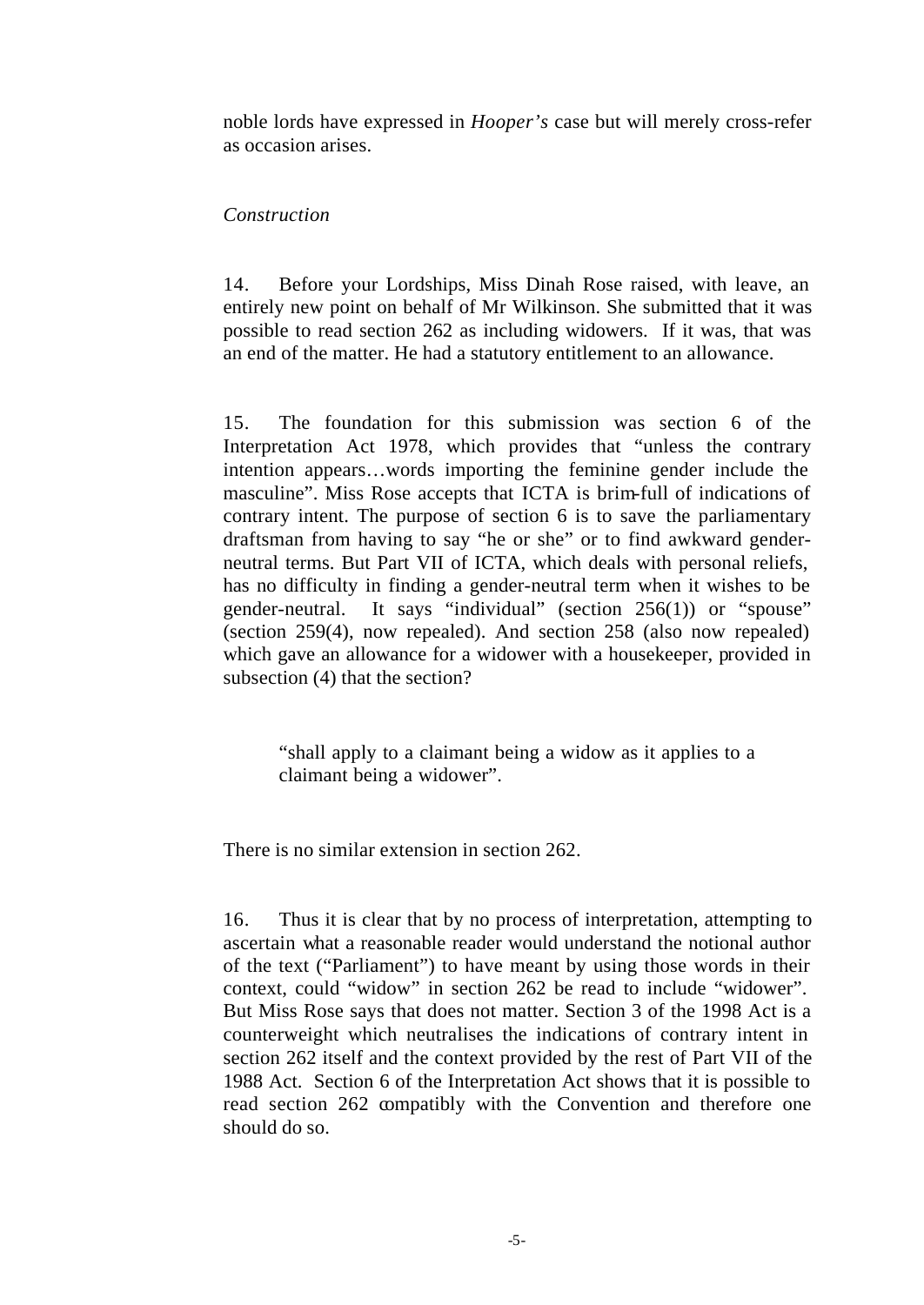noble lords have expressed in *Hooper's* case but will merely cross-refer as occasion arises.

*Construction*

14. Before your Lordships, Miss Dinah Rose raised, with leave, an entirely new point on behalf of Mr Wilkinson. She submitted that it was possible to read section 262 as including widowers. If it was, that was an end of the matter. He had a statutory entitlement to an allowance.

15. The foundation for this submission was section 6 of the Interpretation Act 1978, which provides that "unless the contrary intention appears…words importing the feminine gender include the masculine". Miss Rose accepts that ICTA is brim-full of indications of contrary intent. The purpose of section 6 is to save the parliamentary draftsman from having to say "he or she" or to find awkward gender-neutral terms. But Part VII of ICTA, which deals with personal reliefs, has no difficulty in finding a gender-neutral term when it wishes to be gender-neutral. It says "individual" (section 256(1)) or "spouse" (section 259(4), now repealed). And section 258 (also now repealed) which gave an allowance for a widower with a housekeeper, provided in subsection (4) that the section?

> "shall apply to a claimant being a widow as it applies to a claimant being a widower".

There is no similar extension in section 262.

16. Thus it is clear that by no process of interpretation, attempting to ascertain what a reasonable reader would understand the notional author of the text ("Parliament") to have meant by using those words in their context, could "widow" in section 262 be read to include "widower". But Miss Rose says that does not matter. Section 3 of the 1998 Act is a counterweight which neutralises the indications of contrary intent in section 262 itself and the context provided by the rest of Part VII of the 1988 Act. Section 6 of the Interpretation Act shows that it is possible to read section 262 compatibly with the Convention and therefore one should do so.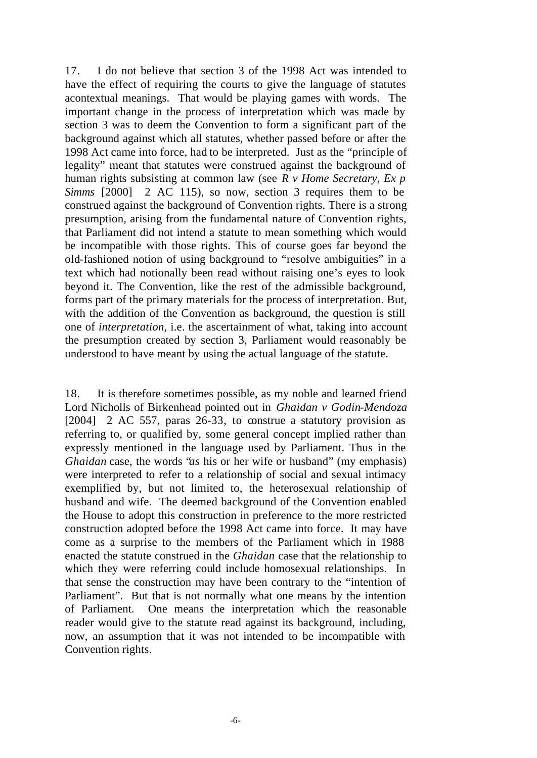17. I do not believe that section 3 of the 1998 Act was intended to have the effect of requiring the courts to give the language of statutes acontextual meanings. That would be playing games with words. The important change in the process of interpretation which was made by section 3 was to deem the Convention to form a significant part of the background against which all statutes, whether passed before or after the 1998 Act came into force, had to be interpreted. Just as the "principle of legality" meant that statutes were construed against the background of human rights subsisting at common law (see *R v Home Secretary, Ex p Simms* [2000] 2 AC 115), so now, section 3 requires them to be construed against the background of Convention rights. There is a strong presumption, arising from the fundamental nature of Convention rights, that Parliament did not intend a statute to mean something which would be incompatible with those rights. This of course goes far beyond the old-fashioned notion of using background to "resolve ambiguities" in a text which had notionally been read without raising one's eyes to look beyond it. The Convention, like the rest of the admissible background, forms part of the primary materials for the process of interpretation. But, with the addition of the Convention as background, the question is still one of *interpretation*, i.e. the ascertainment of what, taking into account the presumption created by section 3, Parliament would reasonably be understood to have meant by using the actual language of the statute.

18. It is therefore sometimes possible, as my noble and learned friend Lord Nicholls of Birkenhead pointed out in *Ghaidan v Godin-Mendoza* [2004] 2 AC 557, paras 26-33, to construe a statutory provision as referring to, or qualified by, some general concept implied rather than expressly mentioned in the language used by Parliament. Thus in the *Ghaidan* case, the words "*as* his or her wife or husband" (my emphasis) were interpreted to refer to a relationship of social and sexual intimacy exemplified by, but not limited to, the heterosexual relationship of husband and wife. The deemed background of the Convention enabled the House to adopt this construction in preference to the more restricted construction adopted before the 1998 Act came into force. It may have come as a surprise to the members of the Parliament which in 1988 enacted the statute construed in the *Ghaidan* case that the relationship to which they were referring could include homosexual relationships. In that sense the construction may have been contrary to the "intention of Parliament". But that is not normally what one means by the intention of Parliament. One means the interpretation which the reasonable reader would give to the statute read against its background, including, now, an assumption that it was not intended to be incompatible with Convention rights.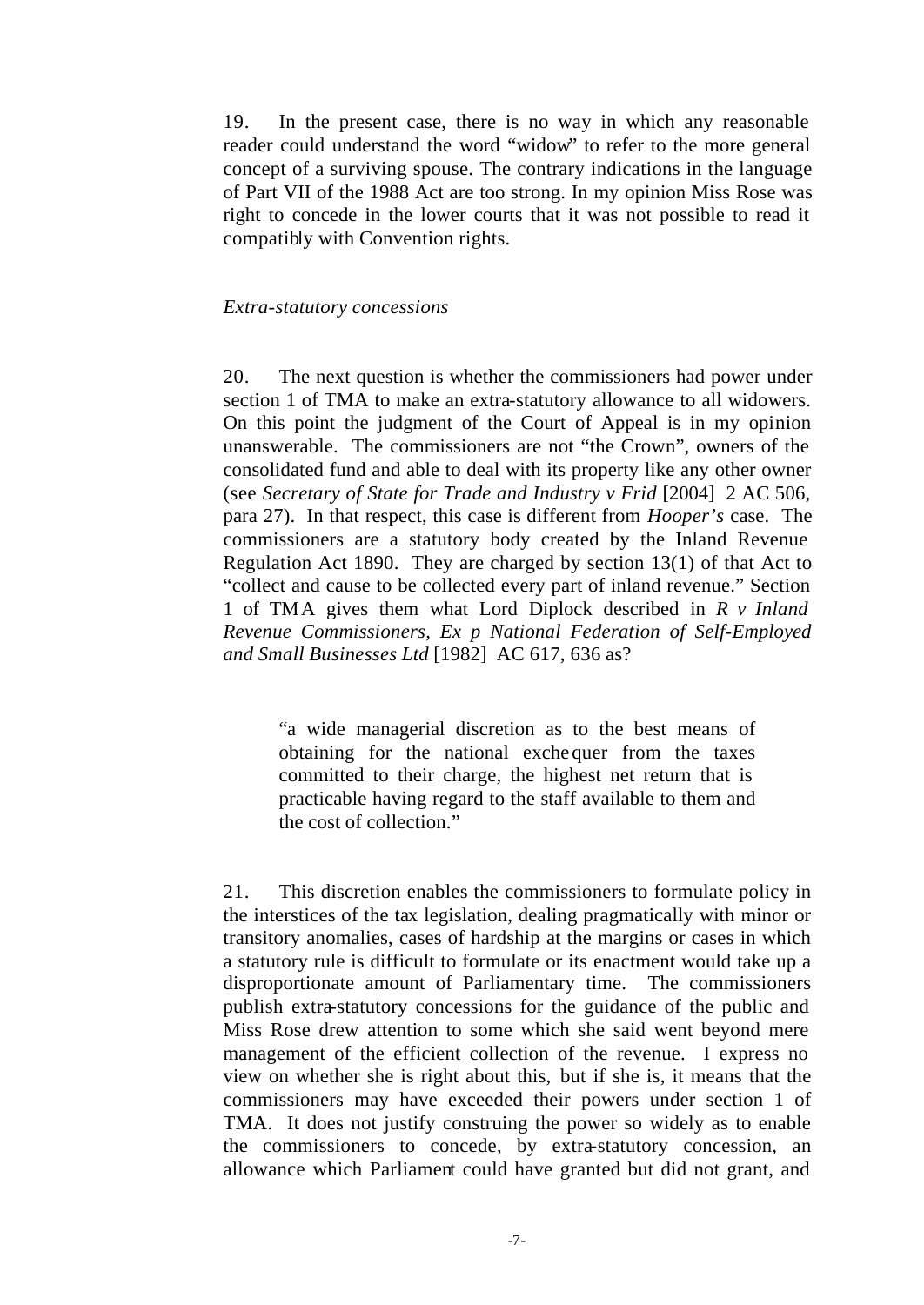19. In the present case, there is no way in which any reasonable reader could understand the word "widow" to refer to the more general concept of a surviving spouse. The contrary indications in the language of Part VII of the 1988 Act are too strong. In my opinion Miss Rose was right to concede in the lower courts that it was not possible to read it compatibly with Convention rights.

*Extra-statutory concessions*

20. The next question is whether the commissioners had power under section 1 of TMA to make an extra-statutory allowance to all widowers. On this point the judgment of the Court of Appeal is in my opinion unanswerable. The commissioners are not "the Crown", owners of the consolidated fund and able to deal with its property like any other owner (see *Secretary of State for Trade and Industry v Frid* [2004] 2 AC 506, para 27). In that respect, this case is different from *Hooper's* case. The commissioners are a statutory body created by the Inland Revenue Regulation Act 1890. They are charged by section 13(1) of that Act to "collect and cause to be collected every part of inland revenue." Section 1 of TMA gives them what Lord Diplock described in *R v Inland Revenue Commissioners, Ex p National Federation of Self-Employed and Small Businesses Ltd* [1982] AC 617, 636 as?

> "a wide managerial discretion as to the best means of obtaining for the national exchequer from the taxes committed to their charge, the highest net return that is practicable having regard to the staff available to them and the cost of collection."

21. This discretion enables the commissioners to formulate policy in the interstices of the tax legislation, dealing pragmatically with minor or transitory anomalies, cases of hardship at the margins or cases in which a statutory rule is difficult to formulate or its enactment would take up a disproportionate amount of Parliamentary time. The commissioners publish extra-statutory concessions for the guidance of the public and Miss Rose drew attention to some which she said went beyond mere management of the efficient collection of the revenue. I express no view on whether she is right about this, but if she is, it means that the commissioners may have exceeded their powers under section 1 of TMA. It does not justify construing the power so widely as to enable the commissioners to concede, by extra-statutory concession, an allowance which Parliament could have granted but did not grant, and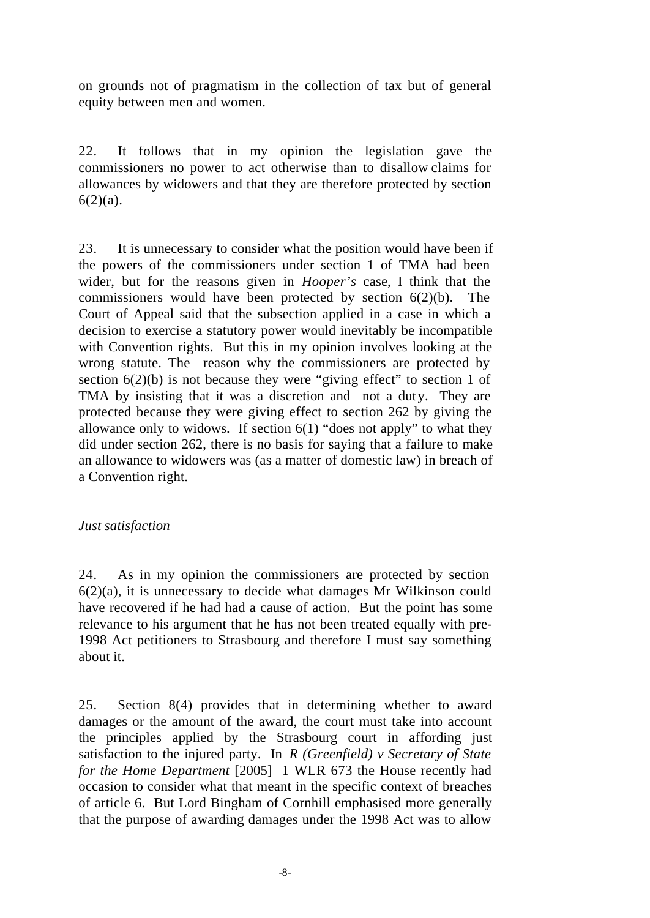on grounds not of pragmatism in the collection of tax but of general equity between men and women.

22. It follows that in my opinion the legislation gave the commissioners no power to act otherwise than to disallow claims for allowances by widowers and that they are therefore protected by section 6(2)(a).

23. It is unnecessary to consider what the position would have been if the powers of the commissioners under section 1 of TMA had been wider, but for the reasons given in *Hooper's* case, I think that the commissioners would have been protected by section 6(2)(b). The Court of Appeal said that the subsection applied in a case in which a decision to exercise a statutory power would inevitably be incompatible with Convention rights. But this in my opinion involves looking at the wrong statute. The reason why the commissioners are protected by section 6(2)(b) is not because they were "giving effect" to section 1 of TMA by insisting that it was a discretion and not a duty. They are protected because they were giving effect to section 262 by giving the allowance only to widows. If section 6(1) "does not apply" to what they did under section 262, there is no basis for saying that a failure to make an allowance to widowers was (as a matter of domestic law) in breach of a Convention right.

*Just satisfaction*

24. As in my opinion the commissioners are protected by section 6(2)(a), it is unnecessary to decide what damages Mr Wilkinson could have recovered if he had had a cause of action. But the point has some relevance to his argument that he has not been treated equally with pre-1998 Act petitioners to Strasbourg and therefore I must say something about it.

25. Section 8(4) provides that in determining whether to award damages or the amount of the award, the court must take into account the principles applied by the Strasbourg court in affording just satisfaction to the injured party. In *R (Greenfield) v Secretary of State for the Home Department* [2005] 1 WLR 673 the House recently had occasion to consider what that meant in the specific context of breaches of article 6. But Lord Bingham of Cornhill emphasised more generally that the purpose of awarding damages under the 1998 Act was to allow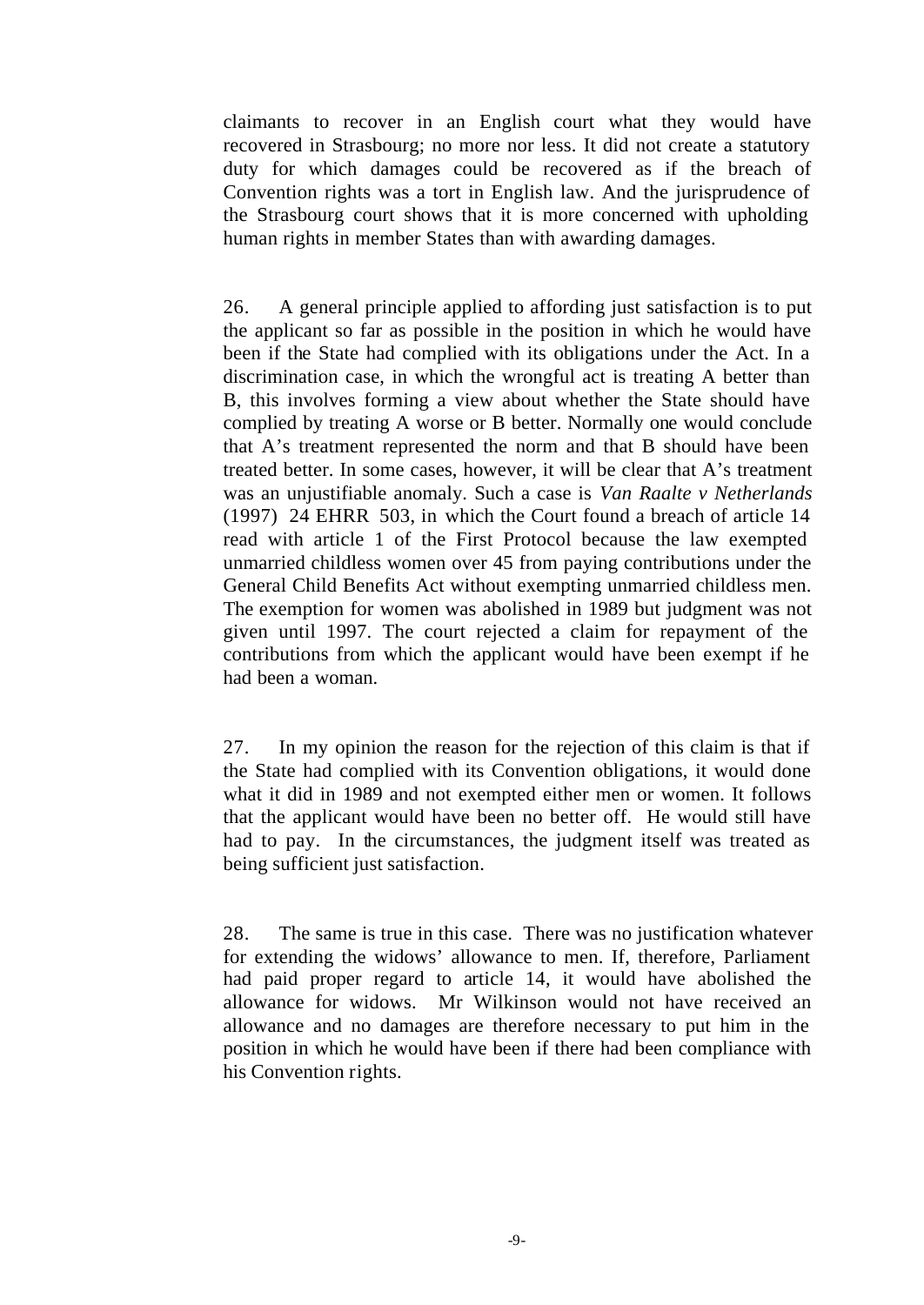claimants to recover in an English court what they would have recovered in Strasbourg; no more nor less. It did not create a statutory duty for which damages could be recovered as if the breach of Convention rights was a tort in English law. And the jurisprudence of the Strasbourg court shows that it is more concerned with upholding human rights in member States than with awarding damages.

26. A general principle applied to affording just satisfaction is to put the applicant so far as possible in the position in which he would have been if the State had complied with its obligations under the Act. In a discrimination case, in which the wrongful act is treating A better than B, this involves forming a view about whether the State should have complied by treating A worse or B better. Normally one would conclude that A's treatment represented the norm and that B should have been treated better. In some cases, however, it will be clear that A's treatment was an unjustifiable anomaly. Such a case is *Van Raalte v Netherlands* (1997) 24 EHRR 503, in which the Court found a breach of article 14 read with article 1 of the First Protocol because the law exempted unmarried childless women over 45 from paying contributions under the General Child Benefits Act without exempting unmarried childless men. The exemption for women was abolished in 1989 but judgment was not given until 1997. The court rejected a claim for repayment of the contributions from which the applicant would have been exempt if he had been a woman.

27. In my opinion the reason for the rejection of this claim is that if the State had complied with its Convention obligations, it would done what it did in 1989 and not exempted either men or women. It follows that the applicant would have been no better off. He would still have had to pay. In the circumstances, the judgment itself was treated as being sufficient just satisfaction.

28. The same is true in this case. There was no justification whatever for extending the widows' allowance to men. If, therefore, Parliament had paid proper regard to article 14, it would have abolished the allowance for widows. Mr Wilkinson would not have received an allowance and no damages are therefore necessary to put him in the position in which he would have been if there had been compliance with his Convention rights.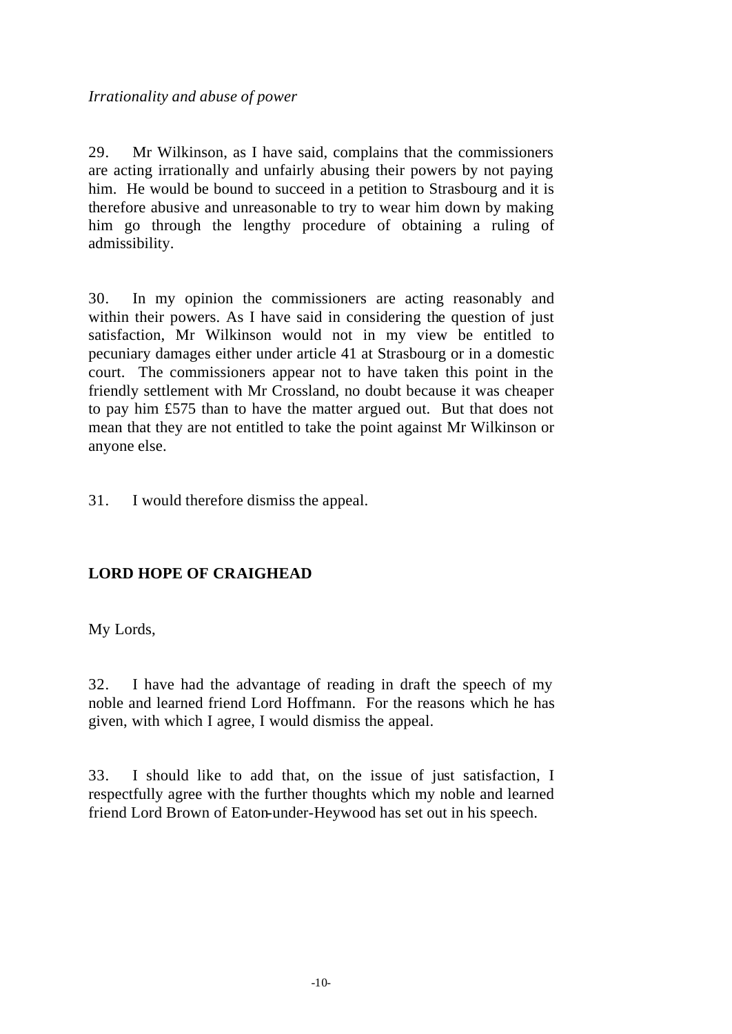*Irrationality and abuse of power*

29. Mr Wilkinson, as I have said, complains that the commissioners are acting irrationally and unfairly abusing their powers by not paying him. He would be bound to succeed in a petition to Strasbourg and it is therefore abusive and unreasonable to try to wear him down by making him go through the lengthy procedure of obtaining a ruling of admissibility.

30. In my opinion the commissioners are acting reasonably and within their powers. As I have said in considering the question of just satisfaction, Mr Wilkinson would not in my view be entitled to pecuniary damages either under article 41 at Strasbourg or in a domestic court. The commissioners appear not to have taken this point in the friendly settlement with Mr Crossland, no doubt because it was cheaper to pay him £575 than to have the matter argued out. But that does not mean that they are not entitled to take the point against Mr Wilkinson or anyone else.

31. I would therefore dismiss the appeal.

**LORD HOPE OF CRAIGHEAD**

My Lords,

32. I have had the advantage of reading in draft the speech of my noble and learned friend Lord Hoffmann. For the reasons which he has given, with which I agree, I would dismiss the appeal.

33. I should like to add that, on the issue of just satisfaction, I respectfully agree with the further thoughts which my noble and learned friend Lord Brown of Eaton-under-Heywood has set out in his speech.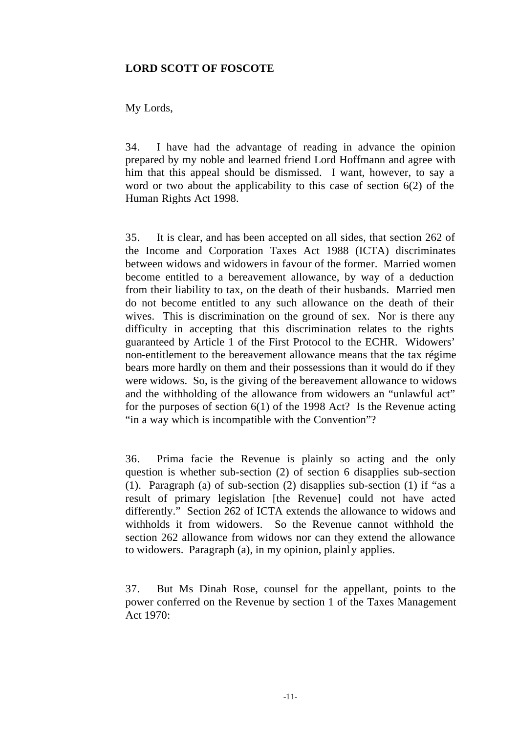**LORD SCOTT OF FOSCOTE**

My Lords,

34. I have had the advantage of reading in advance the opinion prepared by my noble and learned friend Lord Hoffmann and agree with him that this appeal should be dismissed. I want, however, to say a word or two about the applicability to this case of section 6(2) of the Human Rights Act 1998.

35. It is clear, and has been accepted on all sides, that section 262 of the Income and Corporation Taxes Act 1988 (ICTA) discriminates between widows and widowers in favour of the former. Married women become entitled to a bereavement allowance, by way of a deduction from their liability to tax, on the death of their husbands. Married men do not become entitled to any such allowance on the death of their wives. This is discrimination on the ground of sex. Nor is there any difficulty in accepting that this discrimination relates to the rights guaranteed by Article 1 of the First Protocol to the ECHR. Widowers' non-entitlement to the bereavement allowance means that the tax régime bears more hardly on them and their possessions than it would do if they were widows. So, is the giving of the bereavement allowance to widows and the withholding of the allowance from widowers an "unlawful act" for the purposes of section 6(1) of the 1998 Act? Is the Revenue acting "in a way which is incompatible with the Convention"?

36. Prima facie the Revenue is plainly so acting and the only question is whether sub-section (2) of section 6 disapplies sub-section (1). Paragraph (a) of sub-section (2) disapplies sub-section (1) if "as a result of primary legislation [the Revenue] could not have acted differently." Section 262 of ICTA extends the allowance to widows and withholds it from widowers. So the Revenue cannot withhold the section 262 allowance from widows nor can they extend the allowance to widowers. Paragraph (a), in my opinion, plainly applies.

37. But Ms Dinah Rose, counsel for the appellant, points to the power conferred on the Revenue by section 1 of the Taxes Management Act 1970: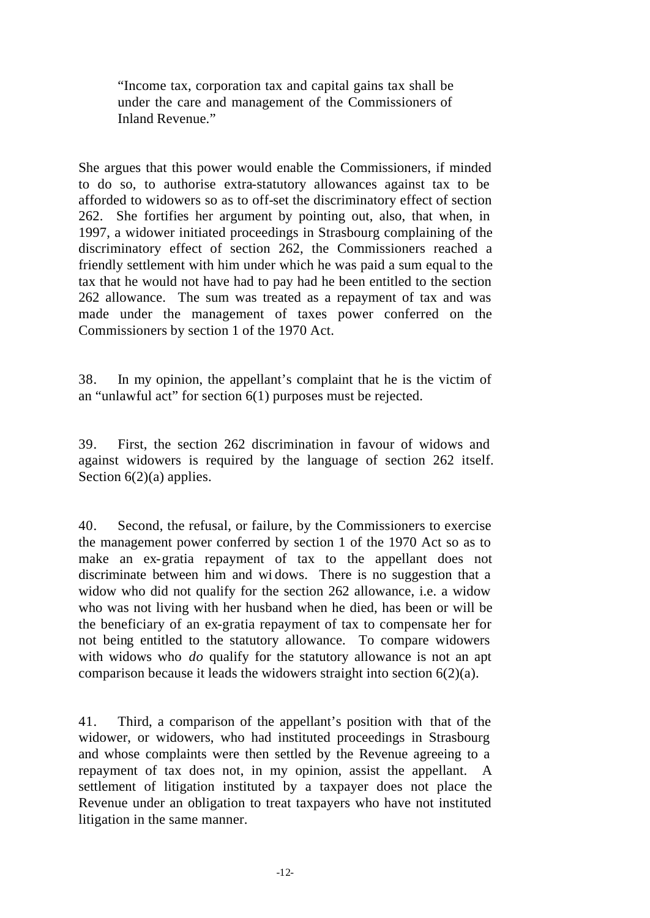> "Income tax, corporation tax and capital gains tax shall be under the care and management of the Commissioners of Inland Revenue."

She argues that this power would enable the Commissioners, if minded to do so, to authorise extra-statutory allowances against tax to be afforded to widowers so as to off-set the discriminatory effect of section 262. She fortifies her argument by pointing out, also, that when, in 1997, a widower initiated proceedings in Strasbourg complaining of the discriminatory effect of section 262, the Commissioners reached a friendly settlement with him under which he was paid a sum equal to the tax that he would not have had to pay had he been entitled to the section 262 allowance. The sum was treated as a repayment of tax and was made under the management of taxes power conferred on the Commissioners by section 1 of the 1970 Act.

38. In my opinion, the appellant's complaint that he is the victim of an "unlawful act" for section 6(1) purposes must be rejected.

39. First, the section 262 discrimination in favour of widows and against widowers is required by the language of section 262 itself. Section 6(2)(a) applies.

40. Second, the refusal, or failure, by the Commissioners to exercise the management power conferred by section 1 of the 1970 Act so as to make an ex-gratia repayment of tax to the appellant does not discriminate between him and widows. There is no suggestion that a widow who did not qualify for the section 262 allowance, i.e. a widow who was not living with her husband when he died, has been or will be the beneficiary of an ex-gratia repayment of tax to compensate her for not being entitled to the statutory allowance. To compare widowers with widows who *do* qualify for the statutory allowance is not an apt comparison because it leads the widowers straight into section 6(2)(a).

41. Third, a comparison of the appellant's position with that of the widower, or widowers, who had instituted proceedings in Strasbourg and whose complaints were then settled by the Revenue agreeing to a repayment of tax does not, in my opinion, assist the appellant. A settlement of litigation instituted by a taxpayer does not place the Revenue under an obligation to treat taxpayers who have not instituted litigation in the same manner.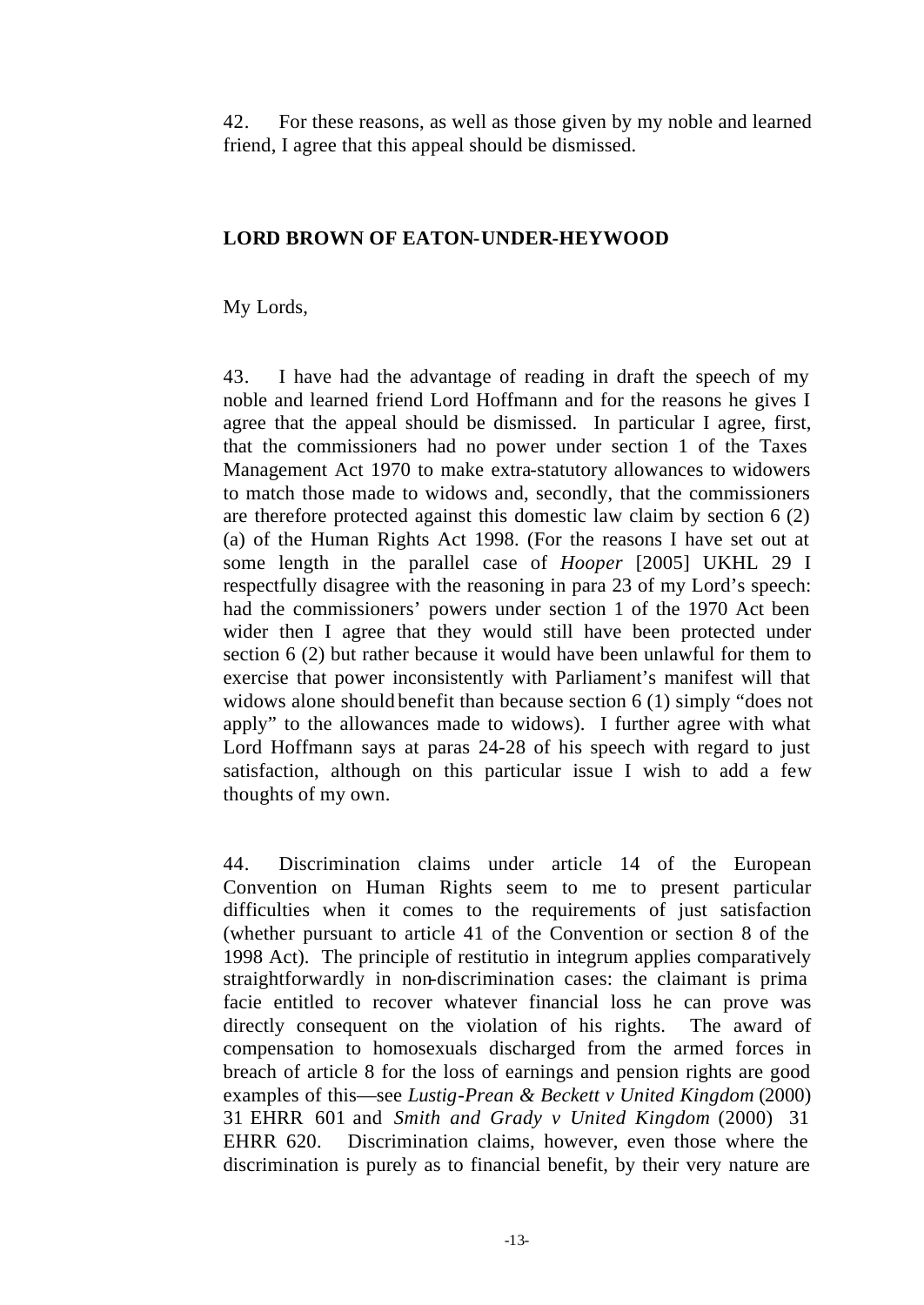42. For these reasons, as well as those given by my noble and learned friend, I agree that this appeal should be dismissed.

## LORD BROWN OF EATON-UNDER-HEYWOOD

My Lords,

43. I have had the advantage of reading in draft the speech of my noble and learned friend Lord Hoffmann and for the reasons he gives I agree that the appeal should be dismissed. In particular I agree, first, that the commissioners had no power under section 1 of the Taxes Management Act 1970 to make extra-statutory allowances to widowers to match those made to widows and, secondly, that the commissioners are therefore protected against this domestic law claim by section 6 (2) (a) of the Human Rights Act 1998. (For the reasons I have set out at some length in the parallel case of *Hooper* [2005] UKHL 29 I respectfully disagree with the reasoning in para 23 of my Lord's speech: had the commissioners' powers under section 1 of the 1970 Act been wider then I agree that they would still have been protected under section 6 (2) but rather because it would have been unlawful for them to exercise that power inconsistently with Parliament's manifest will that widows alone should benefit than because section 6 (1) simply "does not apply" to the allowances made to widows). I further agree with what Lord Hoffmann says at paras 24-28 of his speech with regard to just satisfaction, although on this particular issue I wish to add a few thoughts of my own.

44. Discrimination claims under article 14 of the European Convention on Human Rights seem to me to present particular difficulties when it comes to the requirements of just satisfaction (whether pursuant to article 41 of the Convention or section 8 of the 1998 Act). The principle of restitutio in integrum applies comparatively straightforwardly in non-discrimination cases: the claimant is prima facie entitled to recover whatever financial loss he can prove was directly consequent on the violation of his rights. The award of compensation to homosexuals discharged from the armed forces in breach of article 8 for the loss of earnings and pension rights are good examples of this—see *Lustig-Prean & Beckett v United Kingdom* (2000) 31 EHRR 601 and *Smith and Grady v United Kingdom* (2000) 31 EHRR 620. Discrimination claims, however, even those where the discrimination is purely as to financial benefit, by their very nature are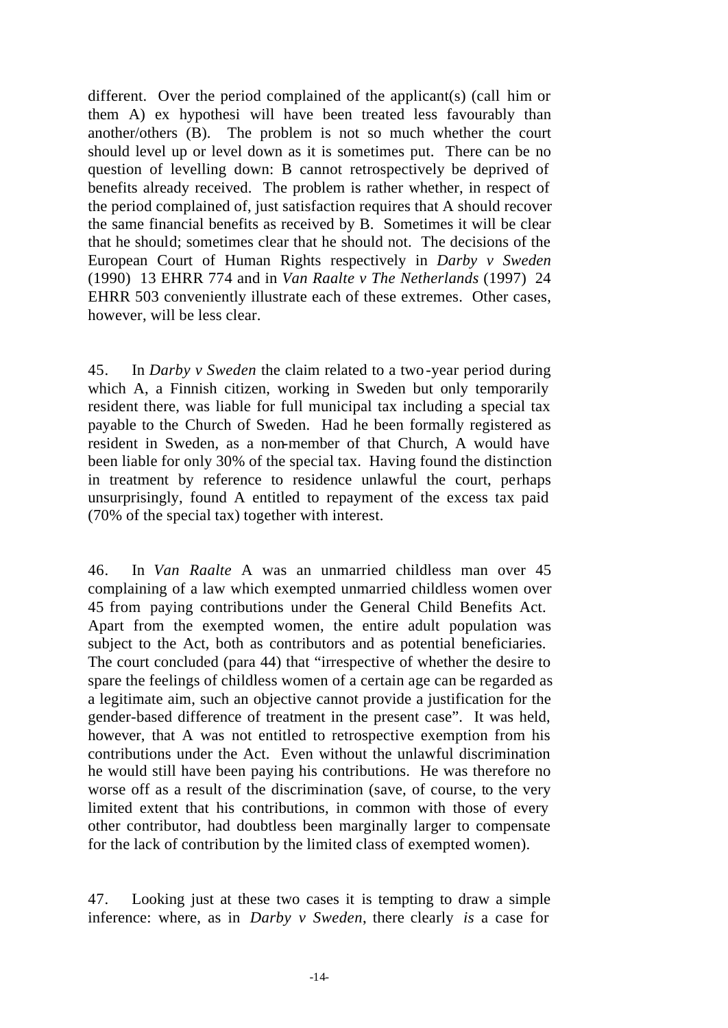different. Over the period complained of the applicant(s) (call him or them A) ex hypothesi will have been treated less favourably than another/others (B). The problem is not so much whether the court should level up or level down as it is sometimes put. There can be no question of levelling down: B cannot retrospectively be deprived of benefits already received. The problem is rather whether, in respect of the period complained of, just satisfaction requires that A should recover the same financial benefits as received by B. Sometimes it will be clear that he should; sometimes clear that he should not. The decisions of the European Court of Human Rights respectively in *Darby v Sweden* (1990) 13 EHRR 774 and in *Van Raalte v The Netherlands* (1997) 24 EHRR 503 conveniently illustrate each of these extremes. Other cases, however, will be less clear.

45. In *Darby v Sweden* the claim related to a two-year period during which A, a Finnish citizen, working in Sweden but only temporarily resident there, was liable for full municipal tax including a special tax payable to the Church of Sweden. Had he been formally registered as resident in Sweden, as a non-member of that Church, A would have been liable for only 30% of the special tax. Having found the distinction in treatment by reference to residence unlawful the court, perhaps unsurprisingly, found A entitled to repayment of the excess tax paid (70% of the special tax) together with interest.

46. In *Van Raalte* A was an unmarried childless man over 45 complaining of a law which exempted unmarried childless women over 45 from paying contributions under the General Child Benefits Act. Apart from the exempted women, the entire adult population was subject to the Act, both as contributors and as potential beneficiaries. The court concluded (para 44) that "irrespective of whether the desire to spare the feelings of childless women of a certain age can be regarded as a legitimate aim, such an objective cannot provide a justification for the gender-based difference of treatment in the present case". It was held, however, that A was not entitled to retrospective exemption from his contributions under the Act. Even without the unlawful discrimination he would still have been paying his contributions. He was therefore no worse off as a result of the discrimination (save, of course, to the very limited extent that his contributions, in common with those of every other contributor, had doubtless been marginally larger to compensate for the lack of contribution by the limited class of exempted women).

47. Looking just at these two cases it is tempting to draw a simple inference: where, as in *Darby v Sweden*, there clearly *is* a case for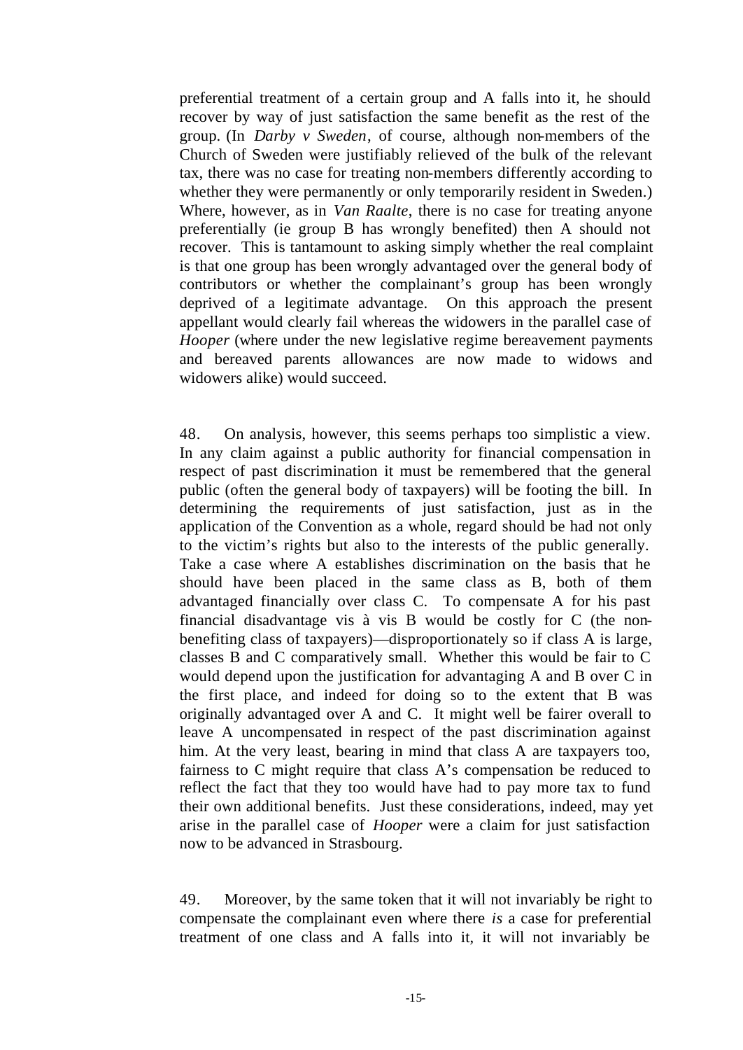preferential treatment of a certain group and A falls into it, he should recover by way of just satisfaction the same benefit as the rest of the group. (In *Darby v Sweden*, of course, although non-members of the Church of Sweden were justifiably relieved of the bulk of the relevant tax, there was no case for treating non-members differently according to whether they were permanently or only temporarily resident in Sweden.) Where, however, as in *Van Raalte*, there is no case for treating anyone preferentially (ie group B has wrongly benefited) then A should not recover. This is tantamount to asking simply whether the real complaint is that one group has been wrongly advantaged over the general body of contributors or whether the complainant's group has been wrongly deprived of a legitimate advantage. On this approach the present appellant would clearly fail whereas the widowers in the parallel case of *Hooper* (where under the new legislative regime bereavement payments and bereaved parents allowances are now made to widows and widowers alike) would succeed.

48. On analysis, however, this seems perhaps too simplistic a view. In any claim against a public authority for financial compensation in respect of past discrimination it must be remembered that the general public (often the general body of taxpayers) will be footing the bill. In determining the requirements of just satisfaction, just as in the application of the Convention as a whole, regard should be had not only to the victim's rights but also to the interests of the public generally. Take a case where A establishes discrimination on the basis that he should have been placed in the same class as B, both of them advantaged financially over class C. To compensate A for his past financial disadvantage vis à vis B would be costly for C (the non-benefiting class of taxpayers)—disproportionately so if class A is large, classes B and C comparatively small. Whether this would be fair to C would depend upon the justification for advantaging A and B over C in the first place, and indeed for doing so to the extent that B was originally advantaged over A and C. It might well be fairer overall to leave A uncompensated in respect of the past discrimination against him. At the very least, bearing in mind that class A are taxpayers too, fairness to C might require that class A's compensation be reduced to reflect the fact that they too would have had to pay more tax to fund their own additional benefits. Just these considerations, indeed, may yet arise in the parallel case of *Hooper* were a claim for just satisfaction now to be advanced in Strasbourg.

49. Moreover, by the same token that it will not invariably be right to compensate the complainant even where there *is* a case for preferential treatment of one class and A falls into it, it will not invariably be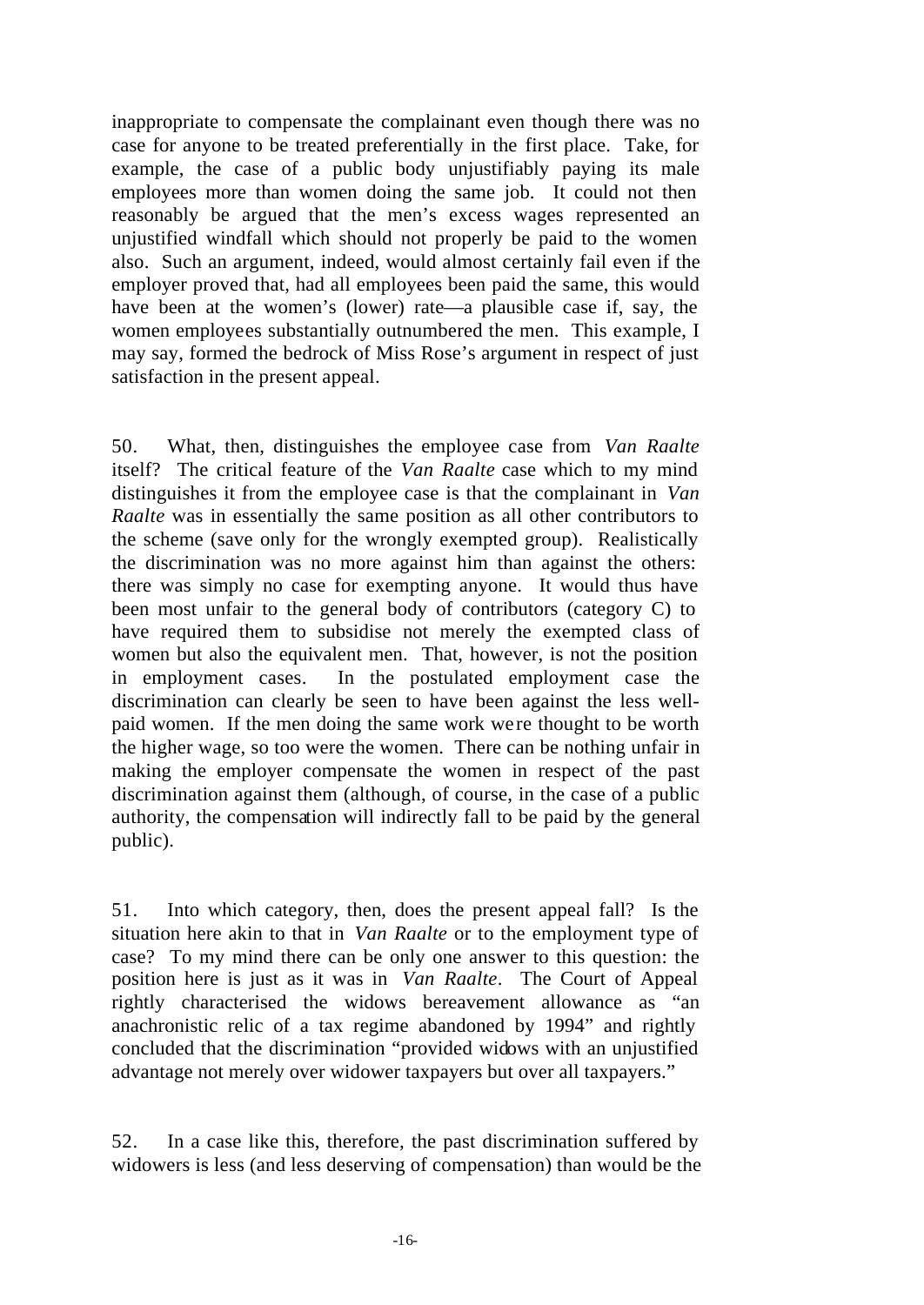inappropriate to compensate the complainant even though there was no case for anyone to be treated preferentially in the first place. Take, for example, the case of a public body unjustifiably paying its male employees more than women doing the same job. It could not then reasonably be argued that the men's excess wages represented an unjustified windfall which should not properly be paid to the women also. Such an argument, indeed, would almost certainly fail even if the employer proved that, had all employees been paid the same, this would have been at the women's (lower) rate—a plausible case if, say, the women employees substantially outnumbered the men. This example, I may say, formed the bedrock of Miss Rose's argument in respect of just satisfaction in the present appeal.

50. What, then, distinguishes the employee case from *Van Raalte* itself? The critical feature of the *Van Raalte* case which to my mind distinguishes it from the employee case is that the complainant in *Van Raalte* was in essentially the same position as all other contributors to the scheme (save only for the wrongly exempted group). Realistically the discrimination was no more against him than against the others: there was simply no case for exempting anyone. It would thus have been most unfair to the general body of contributors (category C) to have required them to subsidise not merely the exempted class of women but also the equivalent men. That, however, is not the position in employment cases. In the postulated employment case the discrimination can clearly be seen to have been against the less well-paid women. If the men doing the same work were thought to be worth the higher wage, so too were the women. There can be nothing unfair in making the employer compensate the women in respect of the past discrimination against them (although, of course, in the case of a public authority, the compensation will indirectly fall to be paid by the general public).

51. Into which category, then, does the present appeal fall? Is the situation here akin to that in *Van Raalte* or to the employment type of case? To my mind there can be only one answer to this question: the position here is just as it was in *Van Raalte*. The Court of Appeal rightly characterised the widows bereavement allowance as "an anachronistic relic of a tax regime abandoned by 1994" and rightly concluded that the discrimination "provided widows with an unjustified advantage not merely over widower taxpayers but over all taxpayers."

52. In a case like this, therefore, the past discrimination suffered by widowers is less (and less deserving of compensation) than would be the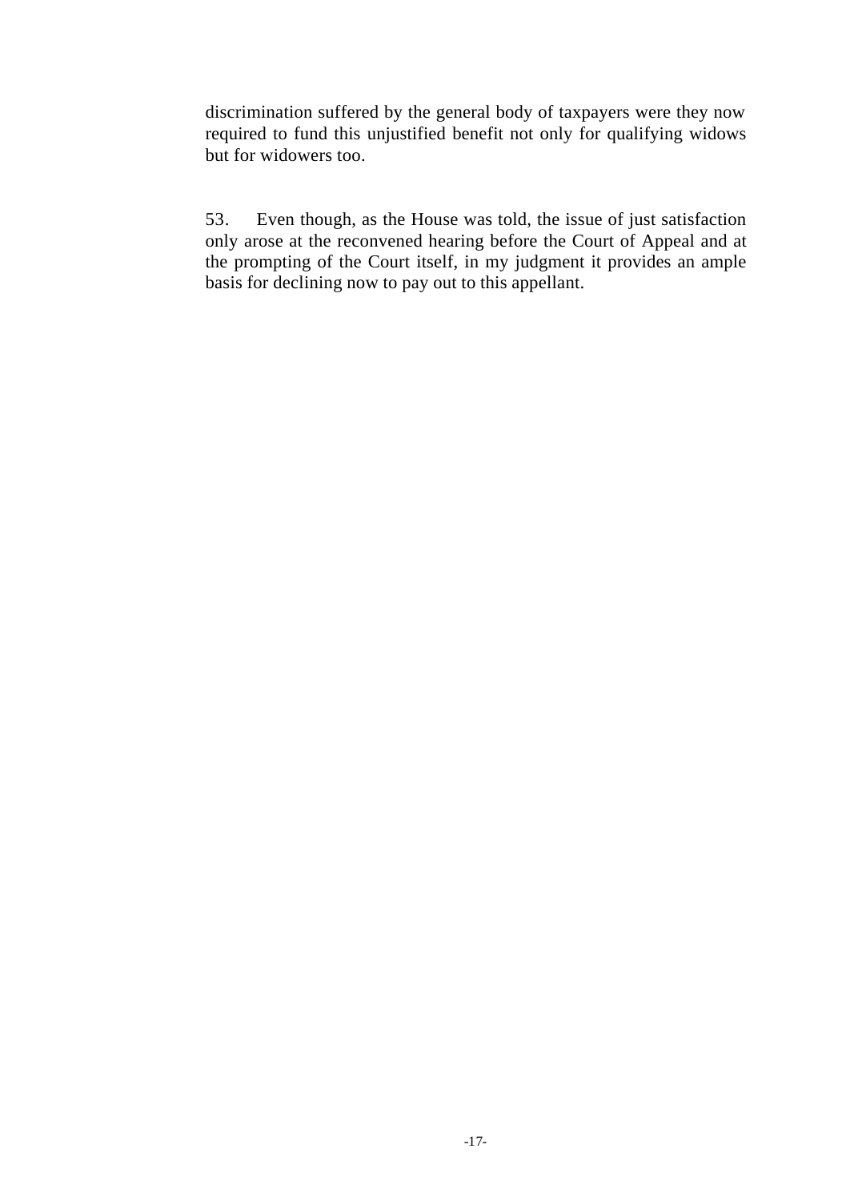discrimination suffered by the general body of taxpayers were they now required to fund this unjustified benefit not only for qualifying widows but for widowers too.

53. Even though, as the House was told, the issue of just satisfaction only arose at the reconvened hearing before the Court of Appeal and at the prompting of the Court itself, in my judgment it provides an ample basis for declining now to pay out to this appellant.